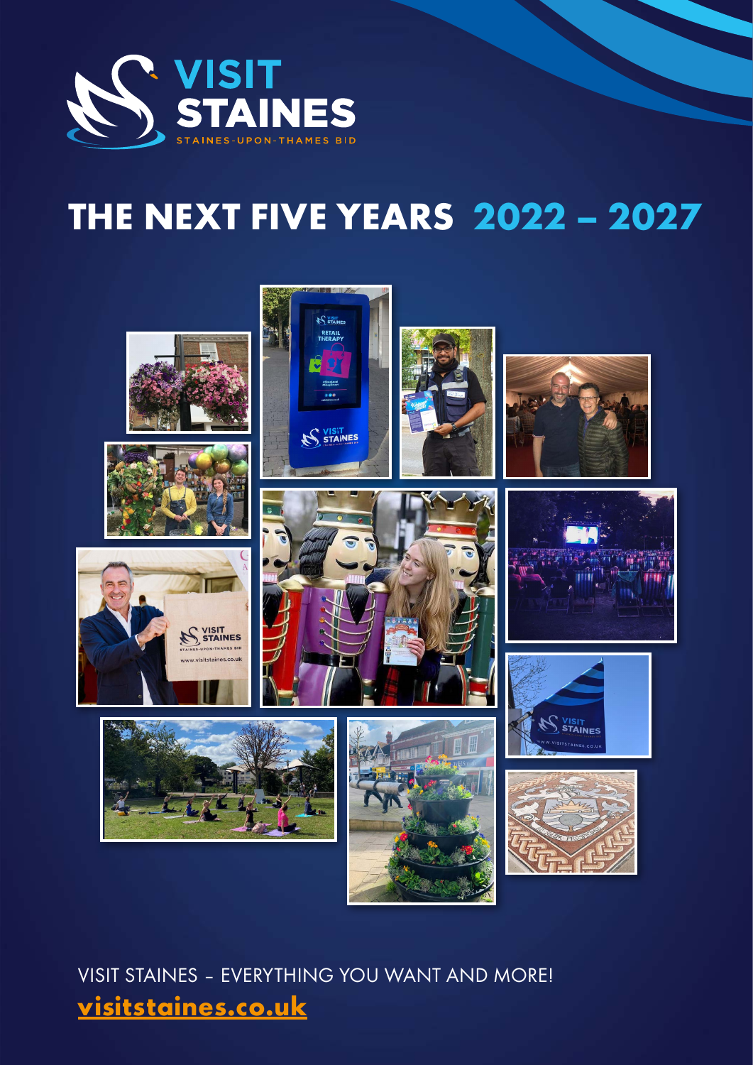VISIT STAINES

STAINES-UPON-THAMES BID

# THE NEXT FIVE YEARS 2022 – 2027

VISIT STAINES – EVERYTHING YOU WANT AND MORE!

**visitstaines.co.uk**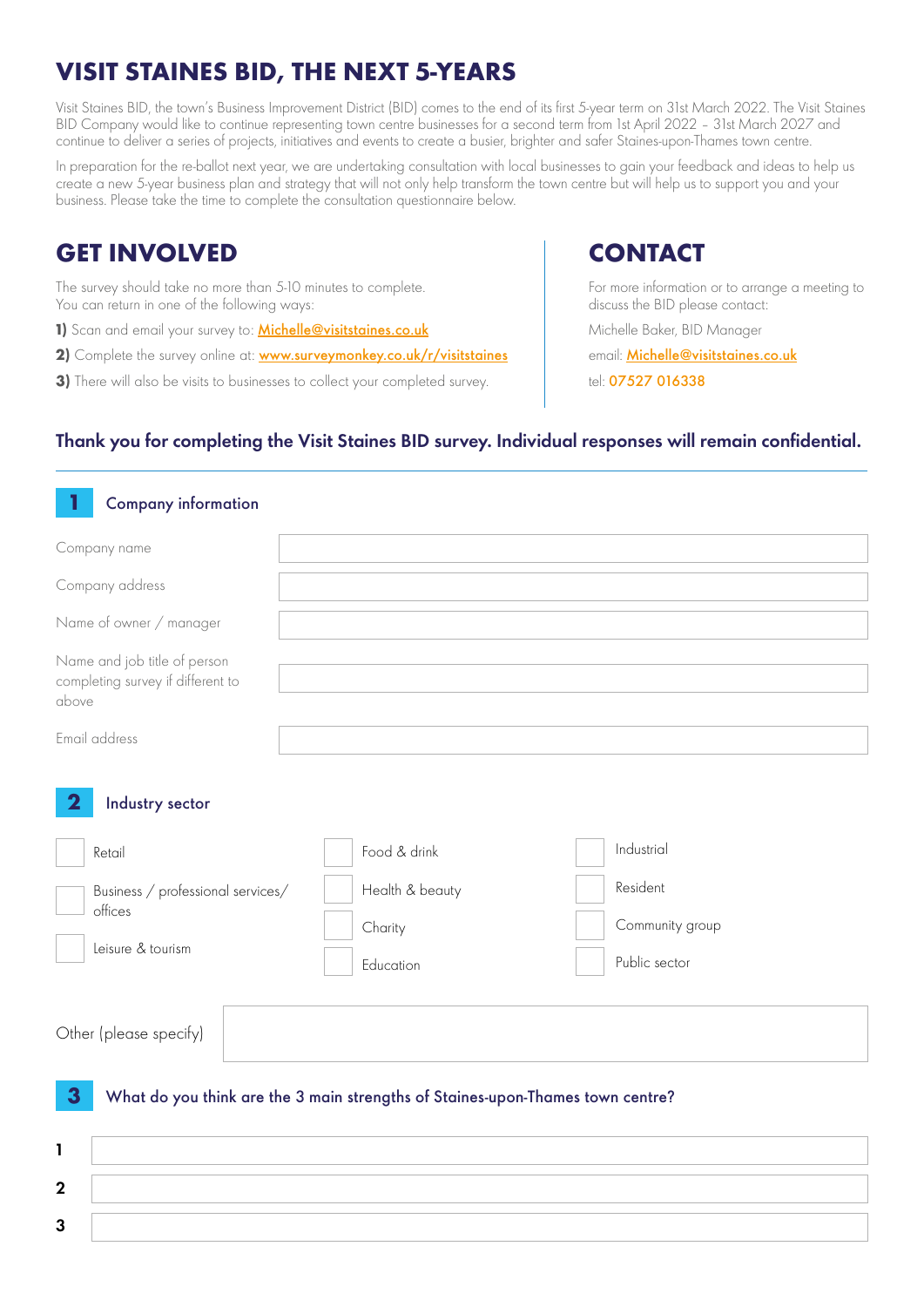# VISIT STAINES BID, THE NEXT 5-YEARS

Visit Staines BID, the town's Business Improvement District (BID) comes to the end of its first 5-year term on 31st March 2022. The Visit Staines BID Company would like to continue representing town centre businesses for a second term from 1st April 2022 – 31st March 2027 and continue to deliver a series of projects, initiatives and events to create a busier, brighter and safer Staines-upon-Thames town centre.

In preparation for the re-ballot next year, we are undertaking consultation with local businesses to gain your feedback and ideas to help us create a new 5-year business plan and strategy that will not only help transform the town centre but will help us to support you and your business. Please take the time to complete the consultation questionnaire below.

## GET INVOLVED

The survey should take no more than 5-10 minutes to complete.
You can return in one of the following ways:

**1)** Scan and email your survey to: Michelle@visitstaines.co.uk

**2)** Complete the survey online at: www.surveymonkey.co.uk/r/visitstaines

**3)** There will also be visits to businesses to collect your completed survey.

## CONTACT

For more information or to arrange a meeting to discuss the BID please contact:

Michelle Baker, BID Manager

email: Michelle@visitstaines.co.uk

tel: 07527 016338

**Thank you for completing the Visit Staines BID survey. Individual responses will remain confidential.**

### 1 Company information

| | |
|---|---|
| Company name | |
| Company address | |
| Name of owner / manager | |
| Name and job title of person completing survey if different to above | |
| Email address | |

### 2 Industry sector

- ☐ Retail
- ☐ Business / professional services/ offices
- ☐ Leisure & tourism
- ☐ Food & drink
- ☐ Health & beauty
- ☐ Charity
- ☐ Education
- ☐ Industrial
- ☐ Resident
- ☐ Community group
- ☐ Public sector

Other (please specify) ____________________

### 3 What do you think are the 3 main strengths of Staines-upon-Thames town centre?

1 ____________________

2 ____________________

3 ____________________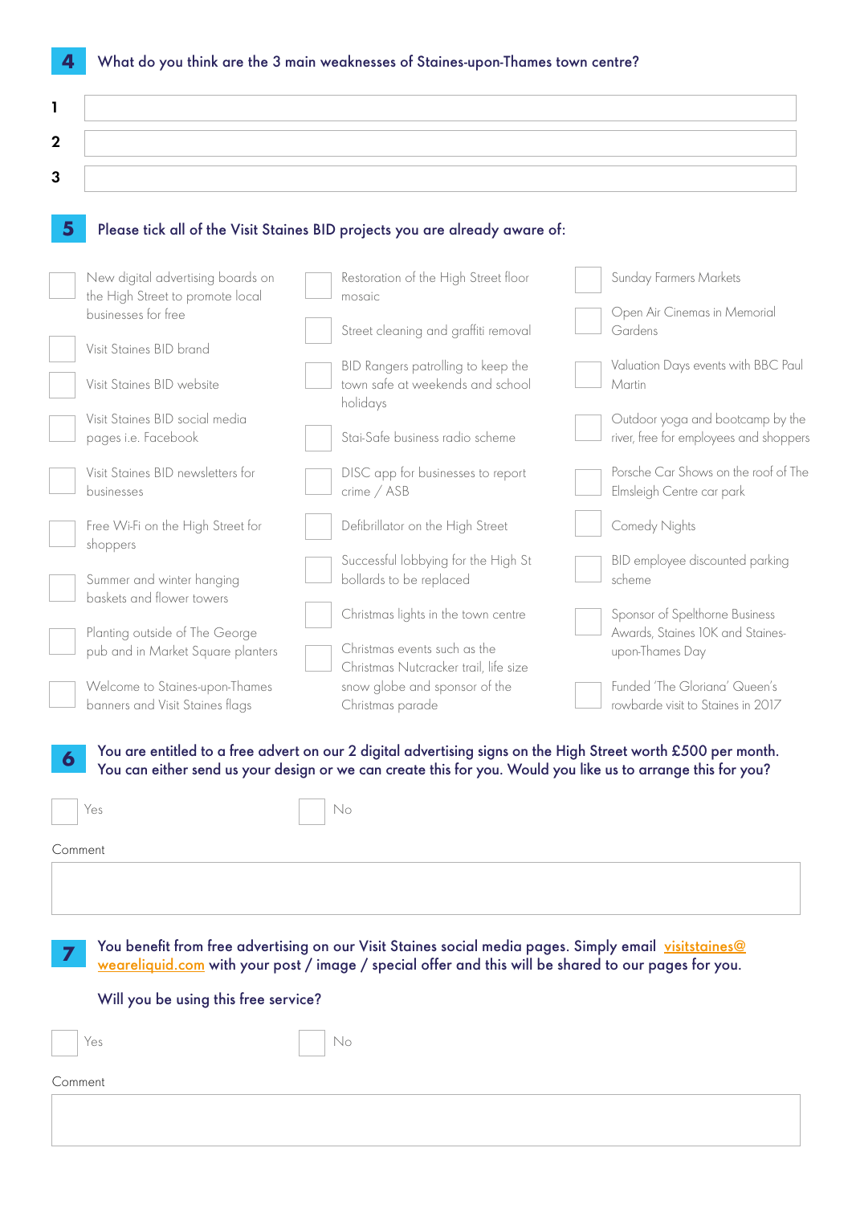## 4 What do you think are the 3 main weaknesses of Staines-upon-Thames town centre?

1. 
2. 
3. 

## 5 Please tick all of the Visit Staines BID projects you are already aware of:

- [ ] New digital advertising boards on the High Street to promote local businesses for free
- [ ] Visit Staines BID brand
- [ ] Visit Staines BID website
- [ ] Visit Staines BID social media pages i.e. Facebook
- [ ] Visit Staines BID newsletters for businesses
- [ ] Free Wi-Fi on the High Street for shoppers
- [ ] Summer and winter hanging baskets and flower towers
- [ ] Planting outside of The George pub and in Market Square planters
- [ ] Welcome to Staines-upon-Thames banners and Visit Staines flags
- [ ] Restoration of the High Street floor mosaic
- [ ] Street cleaning and graffiti removal
- [ ] BID Rangers patrolling to keep the town safe at weekends and school holidays
- [ ] Stai-Safe business radio scheme
- [ ] DISC app for businesses to report crime / ASB
- [ ] Defibrillator on the High Street
- [ ] Successful lobbying for the High St bollards to be replaced
- [ ] Christmas lights in the town centre
- [ ] Christmas events such as the Christmas Nutcracker trail, life size snow globe and sponsor of the Christmas parade
- [ ] Sunday Farmers Markets
- [ ] Open Air Cinemas in Memorial Gardens
- [ ] Valuation Days events with BBC Paul Martin
- [ ] Outdoor yoga and bootcamp by the river, free for employees and shoppers
- [ ] Porsche Car Shows on the roof of The Elmsleigh Centre car park
- [ ] Comedy Nights
- [ ] BID employee discounted parking scheme
- [ ] Sponsor of Spelthorne Business Awards, Staines 10K and Staines-upon-Thames Day
- [ ] Funded 'The Gloriana' Queen's rowbarde visit to Staines in 2017

## 6 You are entitled to a free advert on our 2 digital advertising signs on the High Street worth £500 per month. You can either send us your design or we can create this for you. Would you like us to arrange this for you?

- [ ] Yes
- [ ] No

Comment

## 7 You benefit from free advertising on our Visit Staines social media pages. Simply email visitstaines@weareliquid.com with your post / image / special offer and this will be shared to our pages for you.

Will you be using this free service?

- [ ] Yes
- [ ] No

Comment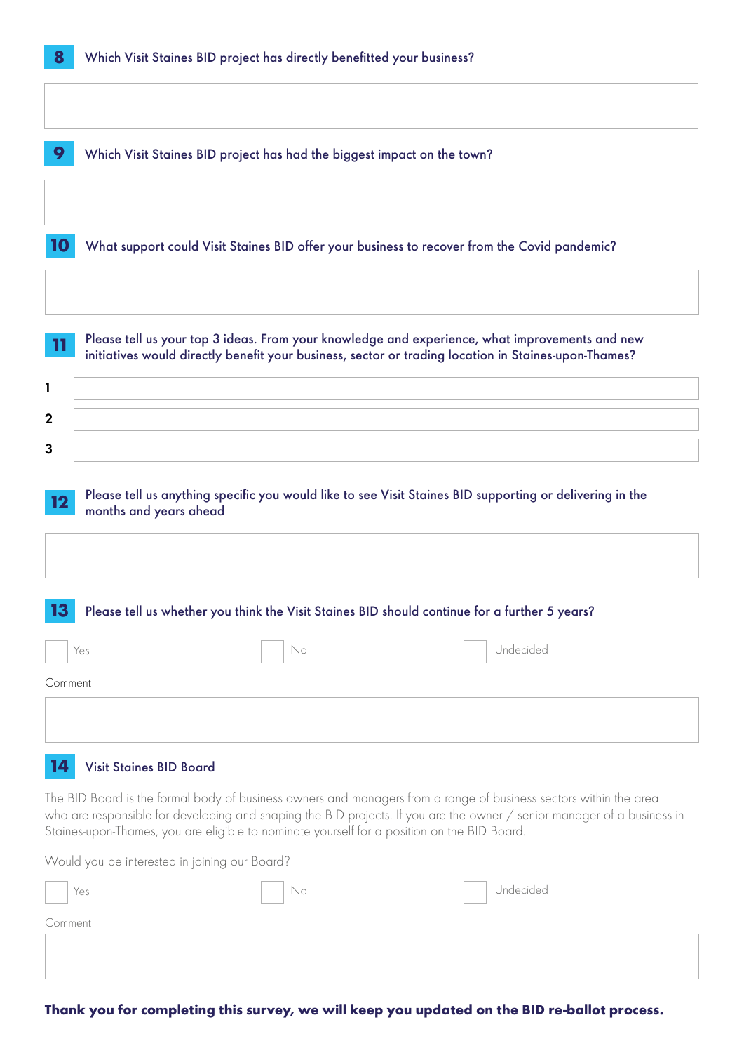**8** Which Visit Staines BID project has directly benefitted your business?

**9** Which Visit Staines BID project has had the biggest impact on the town?

**10** What support could Visit Staines BID offer your business to recover from the Covid pandemic?

**11** Please tell us your top 3 ideas. From your knowledge and experience, what improvements and new initiatives would directly benefit your business, sector or trading location in Staines-upon-Thames?

1

2

3

**12** Please tell us anything specific you would like to see Visit Staines BID supporting or delivering in the months and years ahead

**13** Please tell us whether you think the Visit Staines BID should continue for a further 5 years?

☐ Yes ☐ No ☐ Undecided

Comment

**14** Visit Staines BID Board

The BID Board is the formal body of business owners and managers from a range of business sectors within the area who are responsible for developing and shaping the BID projects. If you are the owner / senior manager of a business in Staines-upon-Thames, you are eligible to nominate yourself for a position on the BID Board.

Would you be interested in joining our Board?

☐ Yes ☐ No ☐ Undecided

Comment

**Thank you for completing this survey, we will keep you updated on the BID re-ballot process.**